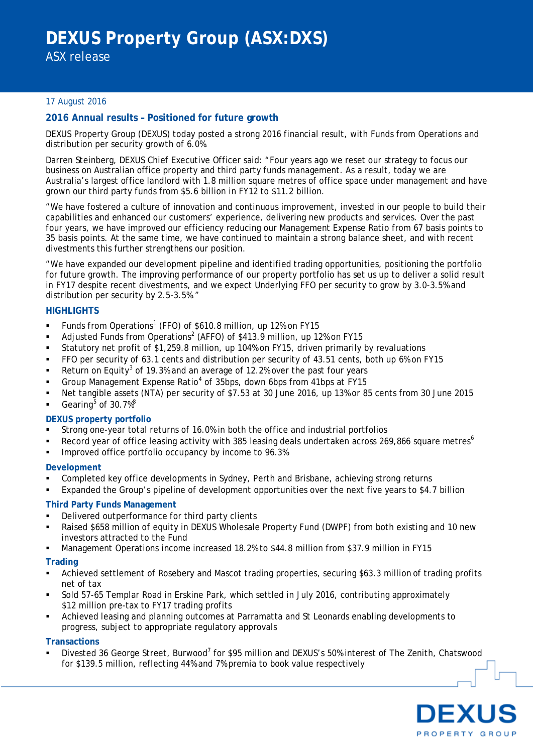# DEXUS Property Group (ASX:DXS)

ASX release

17 August 2016

## 2016 Annual results – Positioned for future growth

DEXUS Property Group (DEXUS) today posted a strong 2016 financial result, with Funds from Operations and distribution per security growth of 6.0%.

Darren Steinberg, DEXUS Chief Executive Officer said: "Four years ago we reset our strategy to focus our business on Australian office property and third party funds management. As a result, today we are Australia's largest office landlord with 1.8 million square metres of office space under management and have grown our third party funds from $5.6 billion in FY12 to $11.2 billion.

"We have fostered a culture of innovation and continuous improvement, invested in our people to build their capabilities and enhanced our customers' experience, delivering new products and services. Over the past four years, we have improved our efficiency reducing our Management Expense Ratio from 67 basis points to 35 basis points. At the same time, we have continued to maintain a strong balance sheet, and with recent divestments this further strengthens our position.

"We have expanded our development pipeline and identified trading opportunities, positioning the portfolio for future growth. The improving performance of our property portfolio has set us up to deliver a solid result in FY17 despite recent divestments, and we expect Underlying FFO per security to grow by 3.0-3.5% and distribution per security by 2.5-3.5%."

### HIGHLIGHTS

- Funds from Operations[1] (FFO) of $610.8 million, up 12% on FY15
- Adjusted Funds from Operations[2] (AFFO) of $413.9 million, up 12% on FY15
- Statutory net profit of $1,259.8 million, up 104% on FY15, driven primarily by revaluations
- FFO per security of 63.1 cents and distribution per security of 43.51 cents, both up 6% on FY15
- Return on Equity[3] of 19.3% and an average of 12.2% over the past four years
- Group Management Expense Ratio[4] of 35bps, down 6bps from 41bps at FY15
- Net tangible assets (NTA) per security of $7.53 at 30 June 2016, up 13% or 85 cents from 30 June 2015
- Gearing[5] of 30.7%[8]

### DEXUS property portfolio

- Strong one-year total returns of 16.0% in both the office and industrial portfolios
- Record year of office leasing activity with 385 leasing deals undertaken across 269,866 square metres[6]
- Improved office portfolio occupancy by income to 96.3%

### Development

- Completed key office developments in Sydney, Perth and Brisbane, achieving strong returns
- Expanded the Group's pipeline of development opportunities over the next five years to $4.7 billion

### Third Party Funds Management

- Delivered outperformance for third party clients
- Raised $658 million of equity in DEXUS Wholesale Property Fund (DWPF) from both existing and 10 new investors attracted to the Fund
- Management Operations income increased 18.2% to $44.8 million from $37.9 million in FY15

### Trading

- Achieved settlement of Rosebery and Mascot trading properties, securing $63.3 million of trading profits net of tax
- Sold 57-65 Templar Road in Erskine Park, which settled in July 2016, contributing approximately $12 million pre-tax to FY17 trading profits
- Achieved leasing and planning outcomes at Parramatta and St Leonards enabling developments to progress, subject to appropriate regulatory approvals

### Transactions

- Divested 36 George Street, Burwood[7] for $95 million and DEXUS's 50% interest of The Zenith, Chatswood for $139.5 million, reflecting 44% and 7% premia to book value respectively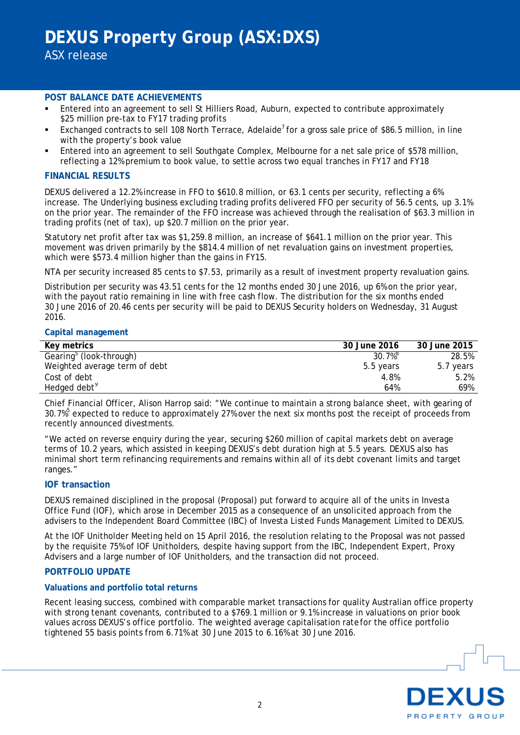## POST BALANCE DATE ACHIEVEMENTS

- Entered into an agreement to sell St Hilliers Road, Auburn, expected to contribute approximately $25 million pre-tax to FY17 trading profits
- Exchanged contracts to sell 108 North Terrace, Adelaide[7] for a gross sale price of $86.5 million, in line with the property's book value
- Entered into an agreement to sell Southgate Complex, Melbourne for a net sale price of $578 million, reflecting a 12% premium to book value, to settle across two equal tranches in FY17 and FY18

## FINANCIAL RESULTS

DEXUS delivered a 12.2% increase in FFO to $610.8 million, or 63.1 cents per security, reflecting a 6% increase. The Underlying business excluding trading profits delivered FFO per security of 56.5 cents, up 3.1% on the prior year. The remainder of the FFO increase was achieved through the realisation of $63.3 million in trading profits (net of tax), up $20.7 million on the prior year.

Statutory net profit after tax was $1,259.8 million, an increase of $641.1 million on the prior year. This movement was driven primarily by the $814.4 million of net revaluation gains on investment properties, which were $573.4 million higher than the gains in FY15.

NTA per security increased 85 cents to $7.53, primarily as a result of investment property revaluation gains.

Distribution per security was 43.51 cents for the 12 months ended 30 June 2016, up 6% on the prior year, with the payout ratio remaining in line with free cash flow. The distribution for the six months ended 30 June 2016 of 20.46 cents per security will be paid to DEXUS Security holders on Wednesday, 31 August 2016.

### Capital management

| Key metrics | 30 June 2016 | 30 June 2015 |
|---|---|---|
| Gearing[5] (look-through) | 30.7%[8] | 28.5% |
| Weighted average term of debt | 5.5 years | 5.7 years |
| Cost of debt | 4.8% | 5.2% |
| Hedged debt[9] | 64% | 69% |

Chief Financial Officer, Alison Harrop said: "We continue to maintain a strong balance sheet, with gearing of 30.7%[5] expected to reduce to approximately 27% over the next six months post the receipt of proceeds from recently announced divestments.

"We acted on reverse enquiry during the year, securing $260 million of capital markets debt on average terms of 10.2 years, which assisted in keeping DEXUS's debt duration high at 5.5 years. DEXUS also has minimal short term refinancing requirements and remains within all of its debt covenant limits and target ranges."

### IOF transaction

DEXUS remained disciplined in the proposal (Proposal) put forward to acquire all of the units in Investa Office Fund (IOF), which arose in December 2015 as a consequence of an unsolicited approach from the advisers to the Independent Board Committee (IBC) of Investa Listed Funds Management Limited to DEXUS.

At the IOF Unitholder Meeting held on 15 April 2016, the resolution relating to the Proposal was not passed by the requisite 75% of IOF Unitholders, despite having support from the IBC, Independent Expert, Proxy Advisers and a large number of IOF Unitholders, and the transaction did not proceed.

## PORTFOLIO UPDATE

### Valuations and portfolio total returns

Recent leasing success, combined with comparable market transactions for quality Australian office property with strong tenant covenants, contributed to a $769.1 million or 9.1% increase in valuations on prior book values across DEXUS's office portfolio. The weighted average capitalisation rate for the office portfolio tightened 55 basis points from 6.71% at 30 June 2015 to 6.16% at 30 June 2016.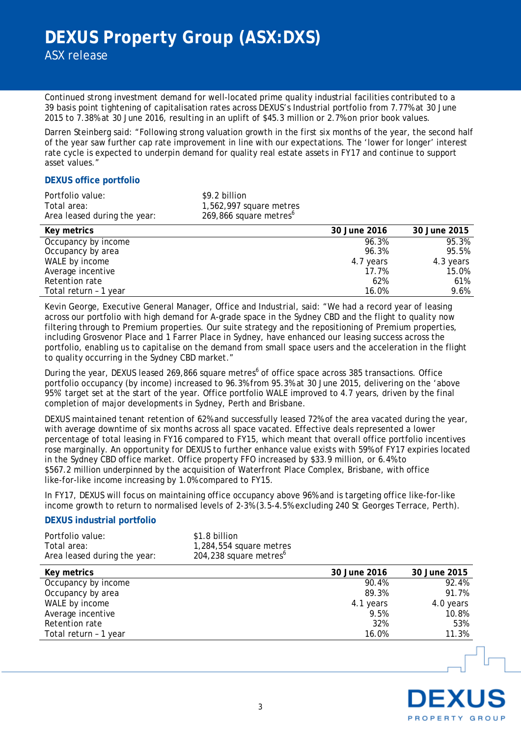Continued strong investment demand for well-located prime quality industrial facilities contributed to a 39 basis point tightening of capitalisation rates across DEXUS's Industrial portfolio from 7.77% at 30 June 2015 to 7.38% at 30 June 2016, resulting in an uplift of $45.3 million or 2.7% on prior book values.

Darren Steinberg said: "Following strong valuation growth in the first six months of the year, the second half of the year saw further cap rate improvement in line with our expectations. The 'lower for longer' interest rate cycle is expected to underpin demand for quality real estate assets in FY17 and continue to support asset values."

### DEXUS office portfolio

Portfolio value: $9.2 billion
Total area: 1,562,997 square metres
Area leased during the year: 269,866 square metres[6]

| Key metrics | 30 June 2016 | 30 June 2015 |
|---|---|---|
| Occupancy by income | 96.3% | 95.3% |
| Occupancy by area | 96.3% | 95.5% |
| WALE by income | 4.7 years | 4.3 years |
| Average incentive | 17.7% | 15.0% |
| Retention rate | 62% | 61% |
| Total return – 1 year | 16.0% | 9.6% |

Kevin George, Executive General Manager, Office and Industrial, said: "We had a record year of leasing across our portfolio with high demand for A-grade space in the Sydney CBD and the flight to quality now filtering through to Premium properties. Our suite strategy and the repositioning of Premium properties, including Grosvenor Place and 1 Farrer Place in Sydney, have enhanced our leasing success across the portfolio, enabling us to capitalise on the demand from small space users and the acceleration in the flight to quality occurring in the Sydney CBD market."

During the year, DEXUS leased 269,866 square metres[6] of office space across 385 transactions. Office portfolio occupancy (by income) increased to 96.3% from 95.3% at 30 June 2015, delivering on the 'above 95%' target set at the start of the year. Office portfolio WALE improved to 4.7 years, driven by the final completion of major developments in Sydney, Perth and Brisbane.

DEXUS maintained tenant retention of 62% and successfully leased 72% of the area vacated during the year, with average downtime of six months across all space vacated. Effective deals represented a lower percentage of total leasing in FY16 compared to FY15, which meant that overall office portfolio incentives rose marginally. An opportunity for DEXUS to further enhance value exists with 59% of FY17 expiries located in the Sydney CBD office market. Office property FFO increased by $33.9 million, or 6.4% to $567.2 million underpinned by the acquisition of Waterfront Place Complex, Brisbane, with office like-for-like income increasing by 1.0% compared to FY15.

In FY17, DEXUS will focus on maintaining office occupancy above 96% and is targeting office like-for-like income growth to return to normalised levels of 2-3% (3.5-4.5% excluding 240 St Georges Terrace, Perth).

### DEXUS industrial portfolio

Portfolio value: $1.8 billion
Total area: 1,284,554 square metres
Area leased during the year: 204,238 square metres[6]

| Key metrics | 30 June 2016 | 30 June 2015 |
|---|---|---|
| Occupancy by income | 90.4% | 92.4% |
| Occupancy by area | 89.3% | 91.7% |
| WALE by income | 4.1 years | 4.0 years |
| Average incentive | 9.5% | 10.8% |
| Retention rate | 32% | 53% |
| Total return – 1 year | 16.0% | 11.3% |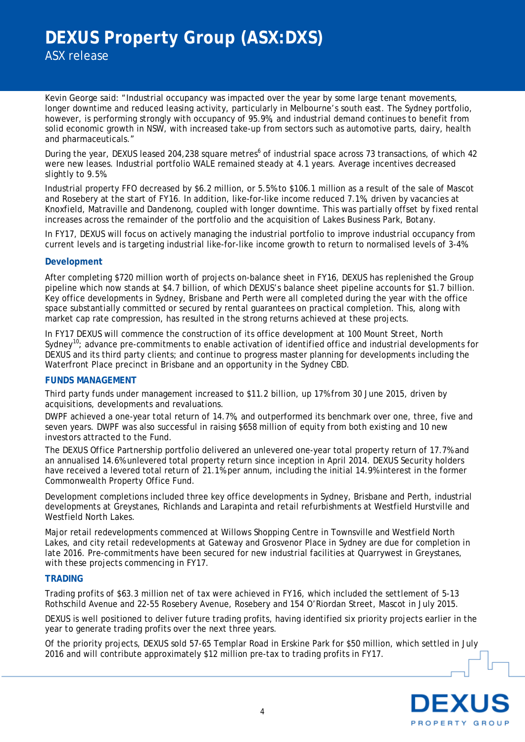Kevin George said: "Industrial occupancy was impacted over the year by some large tenant movements, longer downtime and reduced leasing activity, particularly in Melbourne's south east. The Sydney portfolio, however, is performing strongly with occupancy of 95.9%, and industrial demand continues to benefit from solid economic growth in NSW, with increased take-up from sectors such as automotive parts, dairy, health and pharmaceuticals."

During the year, DEXUS leased 204,238 square metres[6] of industrial space across 73 transactions, of which 42 were new leases. Industrial portfolio WALE remained steady at 4.1 years. Average incentives decreased slightly to 9.5%.

Industrial property FFO decreased by $6.2 million, or 5.5% to $106.1 million as a result of the sale of Mascot and Rosebery at the start of FY16. In addition, like-for-like income reduced 7.1%, driven by vacancies at Knoxfield, Matraville and Dandenong, coupled with longer downtime. This was partially offset by fixed rental increases across the remainder of the portfolio and the acquisition of Lakes Business Park, Botany.

In FY17, DEXUS will focus on actively managing the industrial portfolio to improve industrial occupancy from current levels and is targeting industrial like-for-like income growth to return to normalised levels of 3-4%.

### Development

After completing $720 million worth of projects on-balance sheet in FY16, DEXUS has replenished the Group pipeline which now stands at $4.7 billion, of which DEXUS's balance sheet pipeline accounts for $1.7 billion. Key office developments in Sydney, Brisbane and Perth were all completed during the year with the office space substantially committed or secured by rental guarantees on practical completion. This, along with market cap rate compression, has resulted in the strong returns achieved at these projects.

In FY17 DEXUS will commence the construction of its office development at 100 Mount Street, North Sydney[10]; advance pre-commitments to enable activation of identified office and industrial developments for DEXUS and its third party clients; and continue to progress master planning for developments including the Waterfront Place precinct in Brisbane and an opportunity in the Sydney CBD.

## FUNDS MANAGEMENT

Third party funds under management increased to $11.2 billion, up 17% from 30 June 2015, driven by acquisitions, developments and revaluations.

DWPF achieved a one-year total return of 14.7%, and outperformed its benchmark over one, three, five and seven years. DWPF was also successful in raising $658 million of equity from both existing and 10 new investors attracted to the Fund.

The DEXUS Office Partnership portfolio delivered an unlevered one-year total property return of 17.7% and an annualised 14.6% unlevered total property return since inception in April 2014. DEXUS Security holders have received a levered total return of 21.1% per annum, including the initial 14.9% interest in the former Commonwealth Property Office Fund.

Development completions included three key office developments in Sydney, Brisbane and Perth, industrial developments at Greystanes, Richlands and Larapinta and retail refurbishments at Westfield Hurstville and Westfield North Lakes.

Major retail redevelopments commenced at Willows Shopping Centre in Townsville and Westfield North Lakes, and city retail redevelopments at Gateway and Grosvenor Place in Sydney are due for completion in late 2016. Pre-commitments have been secured for new industrial facilities at Quarrywest in Greystanes, with these projects commencing in FY17.

## TRADING

Trading profits of $63.3 million net of tax were achieved in FY16, which included the settlement of 5-13 Rothschild Avenue and 22-55 Rosebery Avenue, Rosebery and 154 O'Riordan Street, Mascot in July 2015.

DEXUS is well positioned to deliver future trading profits, having identified six priority projects earlier in the year to generate trading profits over the next three years.

Of the priority projects, DEXUS sold 57-65 Templar Road in Erskine Park for $50 million, which settled in July 2016 and will contribute approximately $12 million pre-tax to trading profits in FY17.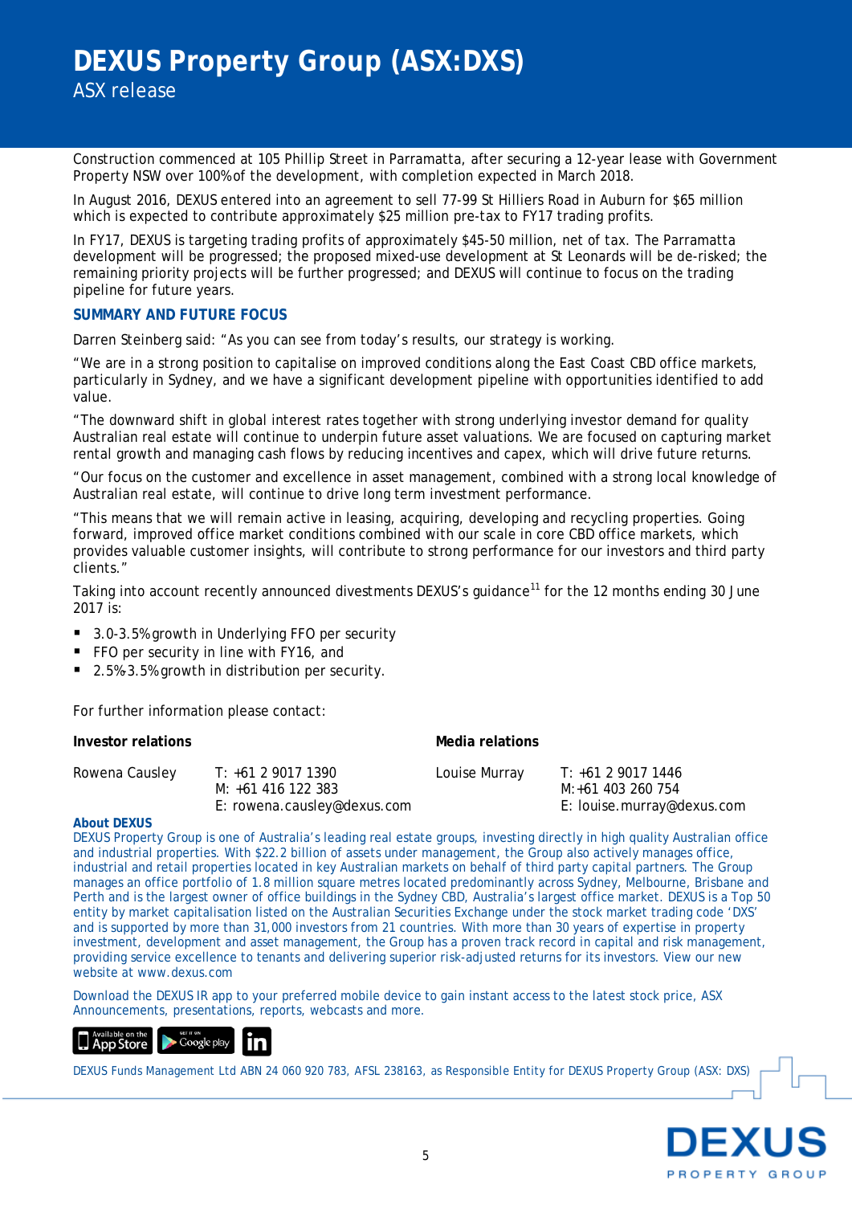Construction commenced at 105 Phillip Street in Parramatta, after securing a 12-year lease with Government Property NSW over 100% of the development, with completion expected in March 2018.

In August 2016, DEXUS entered into an agreement to sell 77-99 St Hilliers Road in Auburn for $65 million which is expected to contribute approximately $25 million pre-tax to FY17 trading profits.

In FY17, DEXUS is targeting trading profits of approximately $45-50 million, net of tax. The Parramatta development will be progressed; the proposed mixed-use development at St Leonards will be de-risked; the remaining priority projects will be further progressed; and DEXUS will continue to focus on the trading pipeline for future years.

## SUMMARY AND FUTURE FOCUS

Darren Steinberg said: "As you can see from today's results, our strategy is working.

"We are in a strong position to capitalise on improved conditions along the East Coast CBD office markets, particularly in Sydney, and we have a significant development pipeline with opportunities identified to add value.

"The downward shift in global interest rates together with strong underlying investor demand for quality Australian real estate will continue to underpin future asset valuations. We are focused on capturing market rental growth and managing cash flows by reducing incentives and capex, which will drive future returns.

"Our focus on the customer and excellence in asset management, combined with a strong local knowledge of Australian real estate, will continue to drive long term investment performance.

"This means that we will remain active in leasing, acquiring, developing and recycling properties. Going forward, improved office market conditions combined with our scale in core CBD office markets, which provides valuable customer insights, will contribute to strong performance for our investors and third party clients."

Taking into account recently announced divestments DEXUS's guidance[11] for the 12 months ending 30 June 2017 is:

- 3.0-3.5% growth in Underlying FFO per security
- FFO per security in line with FY16, and
- 2.5%-3.5% growth in distribution per security.

For further information please contact:

| **Investor relations** | | **Media relations** | |
|---|---|---|---|
| Rowena Causley | T: +61 2 9017 1390<br>M: +61 416 122 383<br>E: rowena.causley@dexus.com | Louise Murray | T: +61 2 9017 1446<br>M: +61 403 260 754<br>E: louise.murray@dexus.com |

**About DEXUS**

DEXUS Property Group is one of Australia's leading real estate groups, investing directly in high quality Australian office and industrial properties. With $22.2 billion of assets under management, the Group also actively manages office, industrial and retail properties located in key Australian markets on behalf of third party capital partners. The Group manages an office portfolio of 1.8 million square metres located predominantly across Sydney, Melbourne, Brisbane and Perth and is the largest owner of office buildings in the Sydney CBD, Australia's largest office market. DEXUS is a Top 50 entity by market capitalisation listed on the Australian Securities Exchange under the stock market trading code 'DXS' and is supported by more than 31,000 investors from 21 countries. With more than 30 years of expertise in property investment, development and asset management, the Group has a proven track record in capital and risk management, providing service excellence to tenants and delivering superior risk-adjusted returns for its investors. View our new website at www.dexus.com

Download the DEXUS IR app to your preferred mobile device to gain instant access to the latest stock price, ASX Announcements, presentations, reports, webcasts and more.

DEXUS Funds Management Ltd ABN 24 060 920 783, AFSL 238163, as Responsible Entity for DEXUS Property Group (ASX: DXS)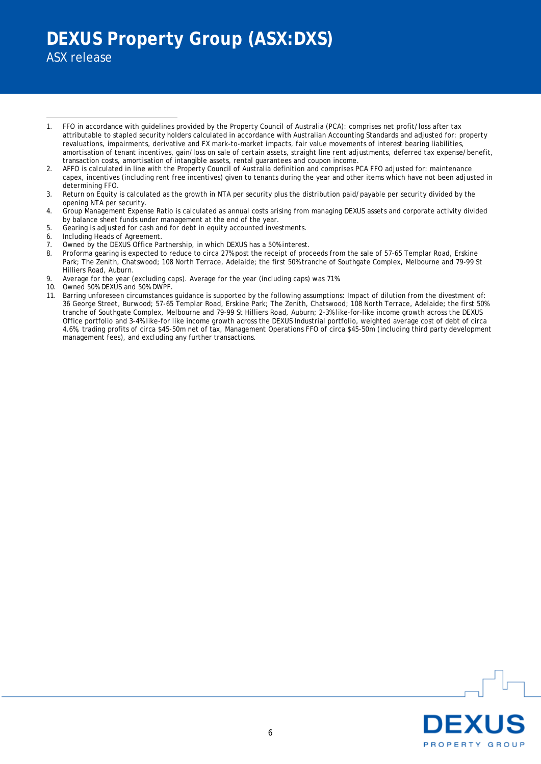1. FFO in accordance with guidelines provided by the Property Council of Australia (PCA): comprises net profit/loss after tax attributable to stapled security holders calculated in accordance with Australian Accounting Standards and adjusted for: property revaluations, impairments, derivative and FX mark-to-market impacts, fair value movements of interest bearing liabilities, amortisation of tenant incentives, gain/loss on sale of certain assets, straight line rent adjustments, deferred tax expense/benefit, transaction costs, amortisation of intangible assets, rental guarantees and coupon income.
2. AFFO is calculated in line with the Property Council of Australia definition and comprises PCA FFO adjusted for: maintenance capex, incentives (including rent free incentives) given to tenants during the year and other items which have not been adjusted in determining FFO.
3. Return on Equity is calculated as the growth in NTA per security plus the distribution paid/payable per security divided by the opening NTA per security.
4. Group Management Expense Ratio is calculated as annual costs arising from managing DEXUS assets and corporate activity divided by balance sheet funds under management at the end of the year.
5. Gearing is adjusted for cash and for debt in equity accounted investments.
6. Including Heads of Agreement.
7. Owned by the DEXUS Office Partnership, in which DEXUS has a 50% interest.
8. Proforma gearing is expected to reduce to circa 27% post the receipt of proceeds from the sale of 57-65 Templar Road, Erskine Park; The Zenith, Chatswood; 108 North Terrace, Adelaide; the first 50% tranche of Southgate Complex, Melbourne and 79-99 St Hilliers Road, Auburn.
9. Average for the year (excluding caps). Average for the year (including caps) was 71%.
10. Owned 50% DEXUS and 50% DWPF.
11. Barring unforeseen circumstances guidance is supported by the following assumptions: Impact of dilution from the divestment of: 36 George Street, Burwood; 57-65 Templar Road, Erskine Park; The Zenith, Chatswood; 108 North Terrace, Adelaide; the first 50% tranche of Southgate Complex, Melbourne and 79-99 St Hilliers Road, Auburn; 2-3% like-for-like income growth across the DEXUS Office portfolio and 3-4% like-for like income growth across the DEXUS Industrial portfolio, weighted average cost of debt of circa 4.6%, trading profits of circa $45-50m net of tax, Management Operations FFO of circa $45-50m (including third party development management fees), and excluding any further transactions.